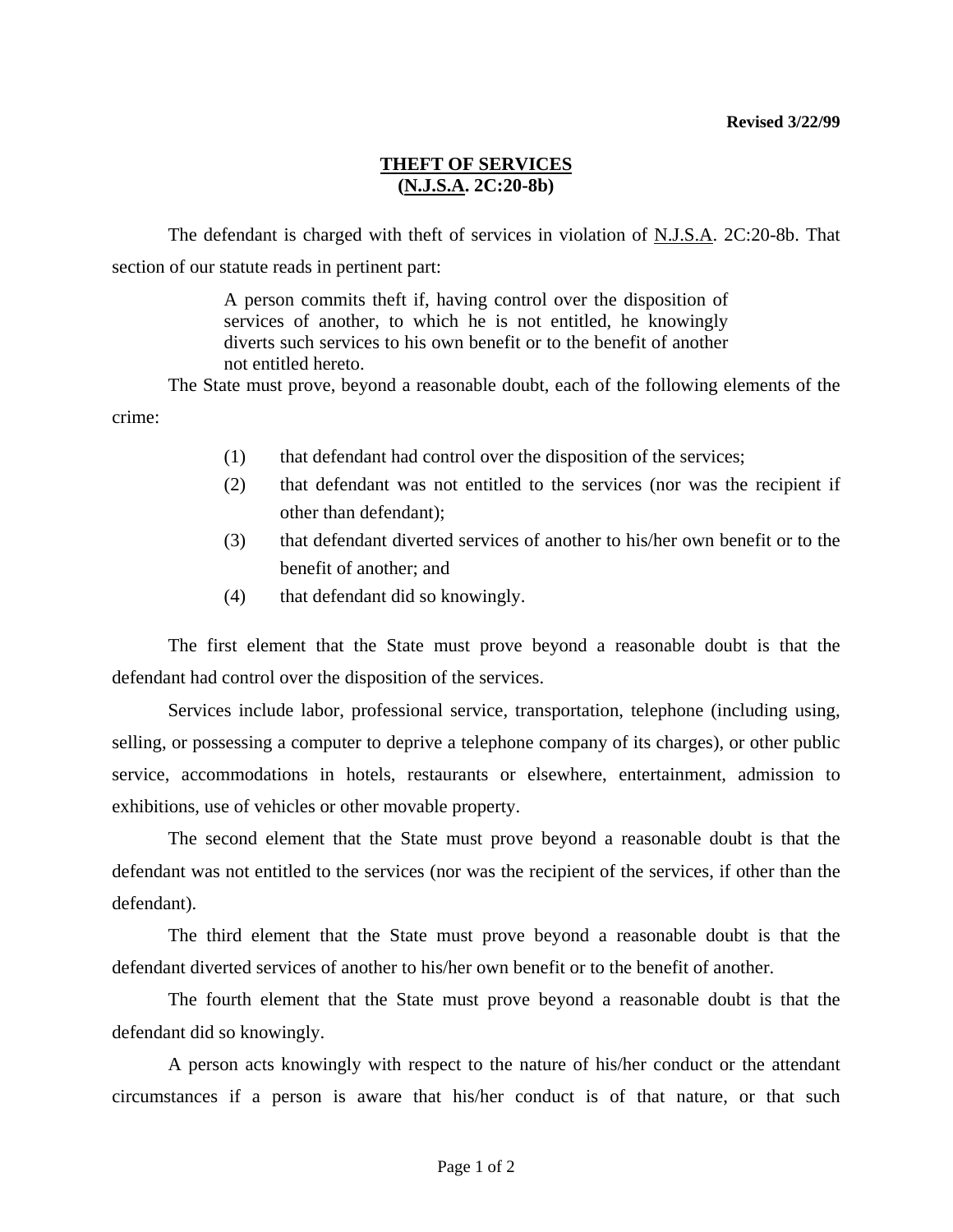**Revised 3/22/99**

## THEFT OF SERVICES
## (N.J.S.A. 2C:20-8b)

The defendant is charged with theft of services in violation of N.J.S.A. 2C:20-8b. That section of our statute reads in pertinent part:

> A person commits theft if, having control over the disposition of services of another, to which he is not entitled, he knowingly diverts such services to his own benefit or to the benefit of another not entitled hereto.

The State must prove, beyond a reasonable doubt, each of the following elements of the crime:

(1) that defendant had control over the disposition of the services;

(2) that defendant was not entitled to the services (nor was the recipient if other than defendant);

(3) that defendant diverted services of another to his/her own benefit or to the benefit of another; and

(4) that defendant did so knowingly.

The first element that the State must prove beyond a reasonable doubt is that the defendant had control over the disposition of the services.

Services include labor, professional service, transportation, telephone (including using, selling, or possessing a computer to deprive a telephone company of its charges), or other public service, accommodations in hotels, restaurants or elsewhere, entertainment, admission to exhibitions, use of vehicles or other movable property.

The second element that the State must prove beyond a reasonable doubt is that the defendant was not entitled to the services (nor was the recipient of the services, if other than the defendant).

The third element that the State must prove beyond a reasonable doubt is that the defendant diverted services of another to his/her own benefit or to the benefit of another.

The fourth element that the State must prove beyond a reasonable doubt is that the defendant did so knowingly.

A person acts knowingly with respect to the nature of his/her conduct or the attendant circumstances if a person is aware that his/her conduct is of that nature, or that such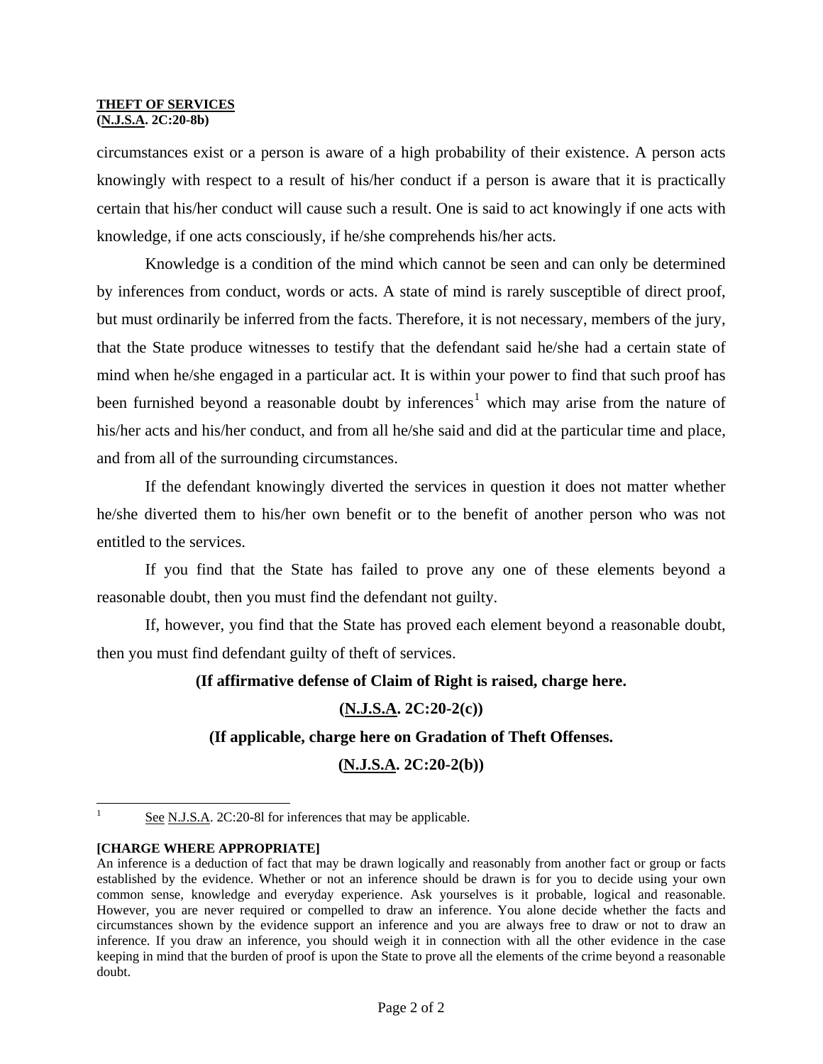circumstances exist or a person is aware of a high probability of their existence. A person acts knowingly with respect to a result of his/her conduct if a person is aware that it is practically certain that his/her conduct will cause such a result. One is said to act knowingly if one acts with knowledge, if one acts consciously, if he/she comprehends his/her acts.

Knowledge is a condition of the mind which cannot be seen and can only be determined by inferences from conduct, words or acts. A state of mind is rarely susceptible of direct proof, but must ordinarily be inferred from the facts. Therefore, it is not necessary, members of the jury, that the State produce witnesses to testify that the defendant said he/she had a certain state of mind when he/she engaged in a particular act. It is within your power to find that such proof has been furnished beyond a reasonable doubt by inferences[1] which may arise from the nature of his/her acts and his/her conduct, and from all he/she said and did at the particular time and place, and from all of the surrounding circumstances.

If the defendant knowingly diverted the services in question it does not matter whether he/she diverted them to his/her own benefit or to the benefit of another person who was not entitled to the services.

If you find that the State has failed to prove any one of these elements beyond a reasonable doubt, then you must find the defendant not guilty.

If, however, you find that the State has proved each element beyond a reasonable doubt, then you must find defendant guilty of theft of services.

**(If affirmative defense of Claim of Right is raised, charge here.**

**(N.J.S.A. 2C:20-2(c))**

**(If applicable, charge here on Gradation of Theft Offenses.**

**(N.J.S.A. 2C:20-2(b))**

---

[1] See N.J.S.A. 2C:20-8l for inferences that may be applicable.

**[CHARGE WHERE APPROPRIATE]**

An inference is a deduction of fact that may be drawn logically and reasonably from another fact or group or facts established by the evidence. Whether or not an inference should be drawn is for you to decide using your own common sense, knowledge and everyday experience. Ask yourselves is it probable, logical and reasonable. However, you are never required or compelled to draw an inference. You alone decide whether the facts and circumstances shown by the evidence support an inference and you are always free to draw or not to draw an inference. If you draw an inference, you should weigh it in connection with all the other evidence in the case keeping in mind that the burden of proof is upon the State to prove all the elements of the crime beyond a reasonable doubt.